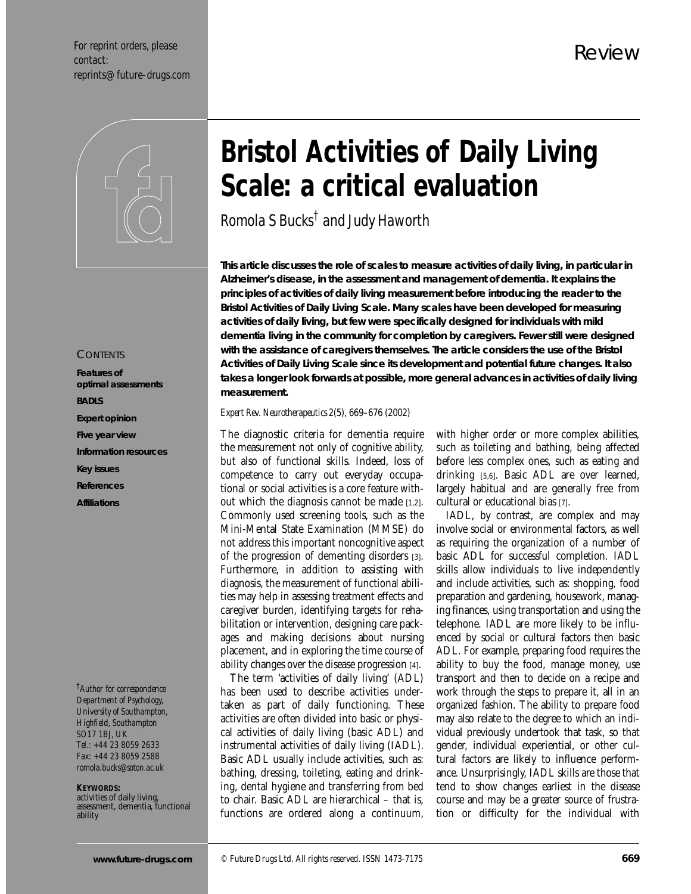For reprint orders, please contact:
reprints@future-drugs.com

Review

# Bristol Activities of Daily Living Scale: a critical evaluation

*Romola S Bucks*[†] *and Judy Haworth*

**This article discusses the role of scales to measure activities of daily living, in particular in Alzheimer's disease, in the assessment and management of dementia. It explains the principles of activities of daily living measurement before introducing the reader to the Bristol Activities of Daily Living Scale. Many scales have been developed for measuring activities of daily living, but few were specifically designed for individuals with mild dementia living in the community for completion by caregivers. Fewer still were designed with the assistance of caregivers themselves. The article considers the use of the Bristol Activities of Daily Living Scale since its development and potential future changes. It also takes a longer look forwards at possible, more general advances in activities of daily living measurement.**

*Expert Rev. Neurotherapeutics* 2(5), 669–676 (2002)

CONTENTS

**Features of optimal assessments**

**BADLS**

**Expert opinion**

**Five year view**

**Information resources**

**Key issues**

**References**

**Affiliations**

[†]*Author for correspondence*
*Department of Psychology, University of Southampton, Highfield, Southampton SO17 1BJ, UK*
*Tel.: +44 23 8059 2633*
*Fax: +44 23 8059 2588*
*romola.bucks@soton.ac.uk*

**KEYWORDS:**
activities of daily living, assessment, dementia, functional ability

The diagnostic criteria for dementia require the measurement not only of cognitive ability, but also of functional skills. Indeed, loss of competence to carry out everyday occupational or social activities is a core feature without which the diagnosis cannot be made [1,2]. Commonly used screening tools, such as the Mini-Mental State Examination (MMSE) do not address this important noncognitive aspect of the progression of dementing disorders [3]. Furthermore, in addition to assisting with diagnosis, the measurement of functional abilities may help in assessing treatment effects and caregiver burden, identifying targets for rehabilitation or intervention, designing care packages and making decisions about nursing placement, and in exploring the time course of ability changes over the disease progression [4].

The term 'activities of daily living' (ADL) has been used to describe activities undertaken as part of daily functioning. These activities are often divided into basic or physical activities of daily living (basic ADL) and instrumental activities of daily living (IADL). Basic ADL usually include activities, such as: bathing, dressing, toileting, eating and drinking, dental hygiene and transferring from bed to chair. Basic ADL are hierarchical – that is, functions are ordered along a continuum, with higher order or more complex abilities, such as toileting and bathing, being affected before less complex ones, such as eating and drinking [5,6]. Basic ADL are over learned, largely habitual and are generally free from cultural or educational bias [7].

IADL, by contrast, are complex and may involve social or environmental factors, as well as requiring the organization of a number of basic ADL for successful completion. IADL skills allow individuals to live independently and include activities, such as: shopping, food preparation and gardening, housework, managing finances, using transportation and using the telephone. IADL are more likely to be influenced by social or cultural factors then basic ADL. For example, preparing food requires the ability to buy the food, manage money, use transport and then to decide on a recipe and work through the steps to prepare it, all in an organized fashion. The ability to prepare food may also relate to the degree to which an individual previously undertook that task, so that gender, individual experiential, or other cultural factors are likely to influence performance. Unsurprisingly, IADL skills are those that tend to show changes earliest in the disease course and may be a greater source of frustration or difficulty for the individual with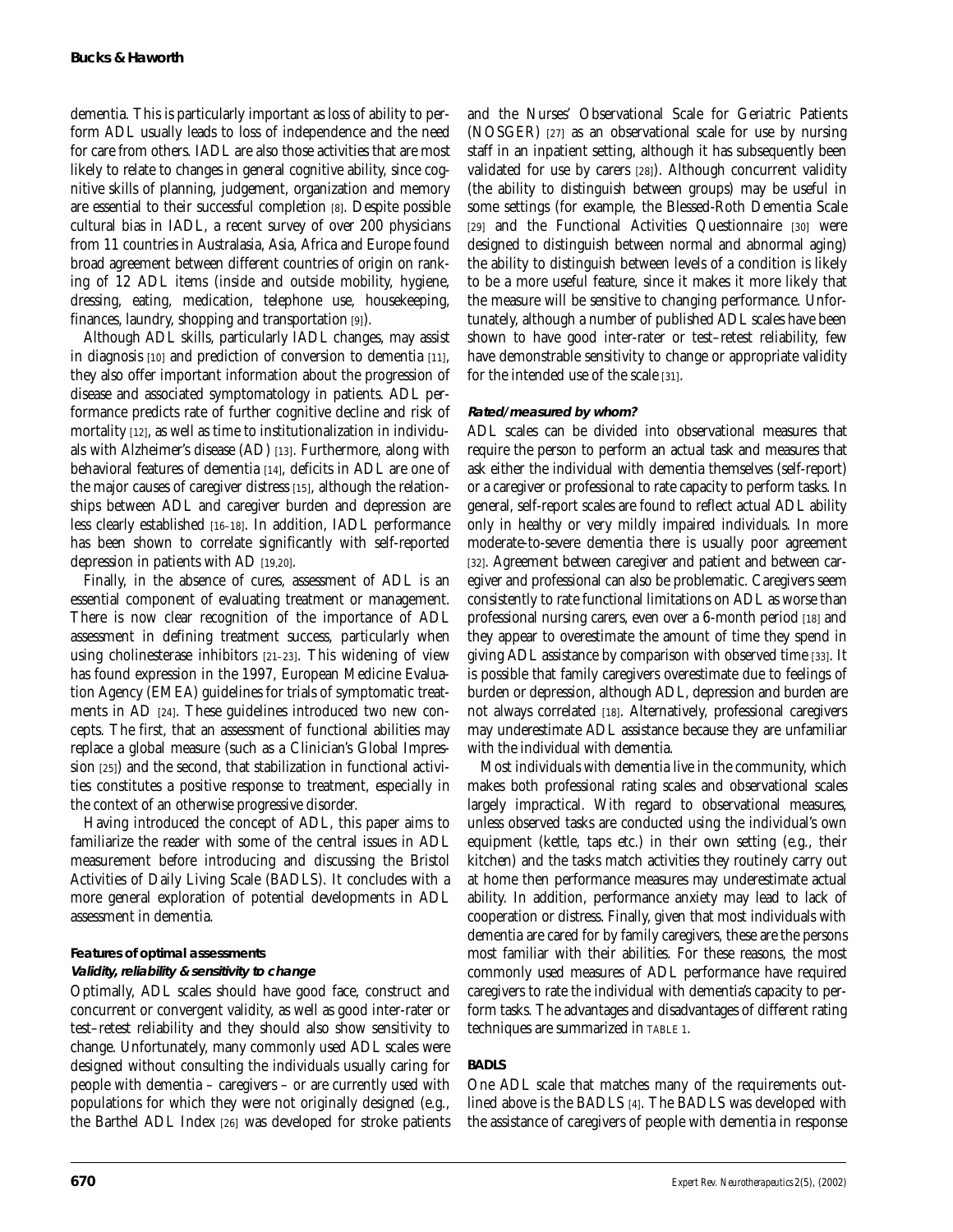dementia. This is particularly important as loss of ability to perform ADL usually leads to loss of independence and the need for care from others. IADL are also those activities that are most likely to relate to changes in general cognitive ability, since cognitive skills of planning, judgement, organization and memory are essential to their successful completion [8]. Despite possible cultural bias in IADL, a recent survey of over 200 physicians from 11 countries in Australasia, Asia, Africa and Europe found broad agreement between different countries of origin on ranking of 12 ADL items (inside and outside mobility, hygiene, dressing, eating, medication, telephone use, housekeeping, finances, laundry, shopping and transportation [9]).

Although ADL skills, particularly IADL changes, may assist in diagnosis [10] and prediction of conversion to dementia [11], they also offer important information about the progression of disease and associated symptomatology in patients. ADL performance predicts rate of further cognitive decline and risk of mortality [12], as well as time to institutionalization in individuals with Alzheimer's disease (AD) [13]. Furthermore, along with behavioral features of dementia [14], deficits in ADL are one of the major causes of caregiver distress [15], although the relationships between ADL and caregiver burden and depression are less clearly established [16–18]. In addition, IADL performance has been shown to correlate significantly with self-reported depression in patients with AD [19,20].

Finally, in the absence of cures, assessment of ADL is an essential component of evaluating treatment or management. There is now clear recognition of the importance of ADL assessment in defining treatment success, particularly when using cholinesterase inhibitors [21–23]. This widening of view has found expression in the 1997, European Medicine Evaluation Agency (EMEA) guidelines for trials of symptomatic treatments in AD [24]. These guidelines introduced two new concepts. The first, that an assessment of functional abilities may replace a global measure (such as a Clinician's Global Impression [25]) and the second, that stabilization in functional activities constitutes a positive response to treatment, especially in the context of an otherwise progressive disorder.

Having introduced the concept of ADL, this paper aims to familiarize the reader with some of the central issues in ADL measurement before introducing and discussing the Bristol Activities of Daily Living Scale (BADLS). It concludes with a more general exploration of potential developments in ADL assessment in dementia.

## Features of optimal assessments

### Validity, reliability & sensitivity to change

Optimally, ADL scales should have good face, construct and concurrent or convergent validity, as well as good inter-rater or test–retest reliability and they should also show sensitivity to change. Unfortunately, many commonly used ADL scales were designed without consulting the individuals usually caring for people with dementia – caregivers – or are currently used with populations for which they were not originally designed (e.g., the Barthel ADL Index [26] was developed for stroke patients and the Nurses' Observational Scale for Geriatric Patients (NOSGER) [27] as an observational scale for use by nursing staff in an inpatient setting, although it has subsequently been validated for use by carers [28]). Although concurrent validity (the ability to distinguish between groups) may be useful in some settings (for example, the Blessed-Roth Dementia Scale [29] and the Functional Activities Questionnaire [30] were designed to distinguish between normal and abnormal aging) the ability to distinguish between levels of a condition is likely to be a more useful feature, since it makes it more likely that the measure will be sensitive to changing performance. Unfortunately, although a number of published ADL scales have been shown to have good inter-rater or test–retest reliability, few have demonstrable sensitivity to change or appropriate validity for the intended use of the scale [31].

### Rated/measured by whom?

ADL scales can be divided into observational measures that require the person to perform an actual task and measures that ask either the individual with dementia themselves (self-report) or a caregiver or professional to rate capacity to perform tasks. In general, self-report scales are found to reflect actual ADL ability only in healthy or very mildly impaired individuals. In more moderate-to-severe dementia there is usually poor agreement [32]. Agreement between caregiver and patient and between caregiver and professional can also be problematic. Caregivers seem consistently to rate functional limitations on ADL as worse than professional nursing carers, even over a 6-month period [18] and they appear to overestimate the amount of time they spend in giving ADL assistance by comparison with observed time [33]. It is possible that family caregivers overestimate due to feelings of burden or depression, although ADL, depression and burden are not always correlated [18]. Alternatively, professional caregivers may underestimate ADL assistance because they are unfamiliar with the individual with dementia.

Most individuals with dementia live in the community, which makes both professional rating scales and observational scales largely impractical. With regard to observational measures, unless observed tasks are conducted using the individual's own equipment (kettle, taps etc.) in their own setting (e.g., their kitchen) and the tasks match activities they routinely carry out at home then performance measures may underestimate actual ability. In addition, performance anxiety may lead to lack of cooperation or distress. Finally, given that most individuals with dementia are cared for by family caregivers, these are the persons most familiar with their abilities. For these reasons, the most commonly used measures of ADL performance have required caregivers to rate the individual with dementia's capacity to perform tasks. The advantages and disadvantages of different rating techniques are summarized in TABLE 1.

## BADLS

One ADL scale that matches many of the requirements outlined above is the BADLS [4]. The BADLS was developed with the assistance of caregivers of people with dementia in response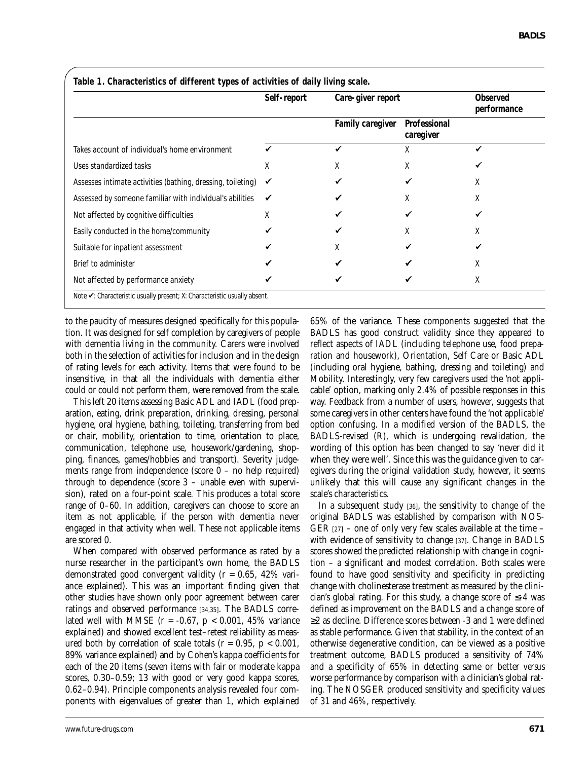**Table 1. Characteristics of different types of activities of daily living scale.**

| | Self-report | Care-giver report | | Observed performance |
|---|---|---|---|---|
| | | Family caregiver | Professional caregiver | |
| Takes account of individual's home environment | ✓ | ✓ | X | ✓ |
| Uses standardized tasks | X | X | X | ✓ |
| Assesses intimate activities (bathing, dressing, toileting) | ✓ | ✓ | ✓ | X |
| Assessed by someone familiar with individual's abilities | ✓ | ✓ | X | X |
| Not affected by cognitive difficulties | X | ✓ | ✓ | ✓ |
| Easily conducted in the home/community | ✓ | ✓ | X | X |
| Suitable for inpatient assessment | ✓ | X | ✓ | ✓ |
| Brief to administer | ✓ | ✓ | ✓ | X |
| Not affected by performance anxiety | ✓ | ✓ | ✓ | X |

Note ✓: Characteristic usually present; X: Characteristic usually absent.

to the paucity of measures designed specifically for this population. It was designed for self completion by caregivers of people with dementia living in the community. Carers were involved both in the selection of activities for inclusion and in the design of rating levels for each activity. Items that were found to be insensitive, in that all the individuals with dementia either could or could not perform them, were removed from the scale.

This left 20 items assessing Basic ADL and IADL (food preparation, eating, drink preparation, drinking, dressing, personal hygiene, oral hygiene, bathing, toileting, transferring from bed or chair, mobility, orientation to time, orientation to place, communication, telephone use, housework/gardening, shopping, finances, games/hobbies and transport). Severity judgements range from independence (score 0 – no help required) through to dependence (score 3 – unable even with supervision), rated on a four-point scale. This produces a total score range of 0–60. In addition, caregivers can choose to score an item as not applicable, if the person with dementia never engaged in that activity when well. These not applicable items are scored 0.

When compared with observed performance as rated by a nurse researcher in the participant's own home, the BADLS demonstrated good convergent validity ($r = 0.65$, 42% variance explained). This was an important finding given that other studies have shown only poor agreement between carer ratings and observed performance [34,35]. The BADLS correlated well with MMSE ($r = -0.67$, $p < 0.001$, 45% variance explained) and showed excellent test–retest reliability as measured both by correlation of scale totals ($r = 0.95$, $p < 0.001$, 89% variance explained) and by Cohen's kappa coefficients for each of the 20 items (seven items with fair or moderate kappa scores, 0.30–0.59; 13 with good or very good kappa scores, 0.62–0.94). Principle components analysis revealed four components with eigenvalues of greater than 1, which explained 65% of the variance. These components suggested that the BADLS has good construct validity since they appeared to reflect aspects of IADL (including telephone use, food preparation and housework), Orientation, Self Care or Basic ADL (including oral hygiene, bathing, dressing and toileting) and Mobility. Interestingly, very few caregivers used the 'not applicable' option, marking only 2.4% of possible responses in this way. Feedback from a number of users, however, suggests that some caregivers in other centers have found the 'not applicable' option confusing. In a modified version of the BADLS, the BADLS-revised (R), which is undergoing revalidation, the wording of this option has been changed to say 'never did it when they were well'. Since this was the guidance given to caregivers during the original validation study, however, it seems unlikely that this will cause any significant changes in the scale's characteristics.

In a subsequent study [36], the sensitivity to change of the original BADLS was established by comparison with NOSGER [27] – one of only very few scales available at the time – with evidence of sensitivity to change [37]. Change in BADLS scores showed the predicted relationship with change in cognition – a significant and modest correlation. Both scales were found to have good sensitivity and specificity in predicting change with cholinesterase treatment as measured by the clinician's global rating. For this study, a change score of $\leq 4$ was defined as improvement on the BADLS and a change score of $\geq 2$ as decline. Difference scores between -3 and 1 were defined as stable performance. Given that stability, in the context of an otherwise degenerative condition, can be viewed as a positive treatment outcome, BADLS produced a sensitivity of 74% and a specificity of 65% in detecting same or better *versus* worse performance by comparison with a clinician's global rating. The NOSGER produced sensitivity and specificity values of 31 and 46%, respectively.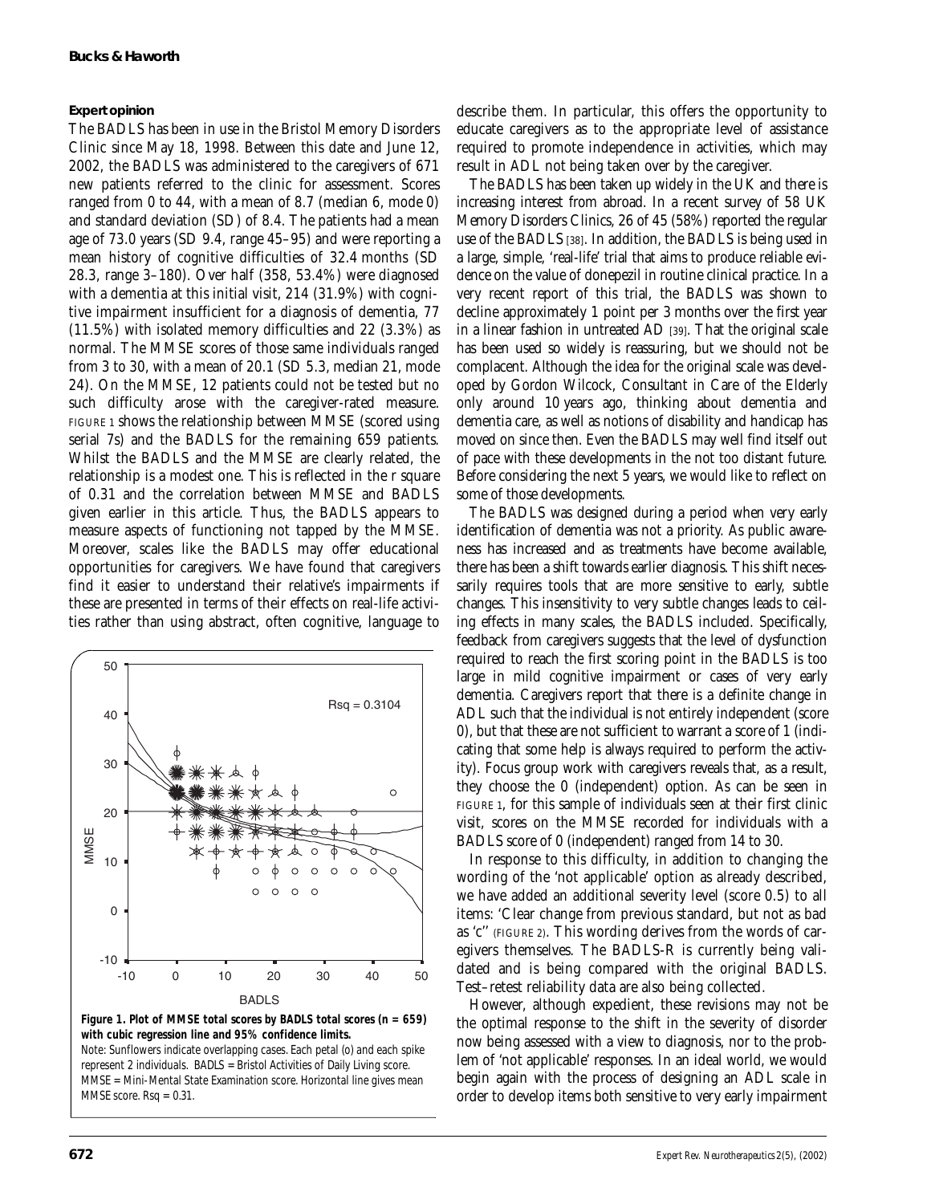### Expert opinion

The BADLS has been in use in the Bristol Memory Disorders Clinic since May 18, 1998. Between this date and June 12, 2002, the BADLS was administered to the caregivers of 671 new patients referred to the clinic for assessment. Scores ranged from 0 to 44, with a mean of 8.7 (median 6, mode 0) and standard deviation (SD) of 8.4. The patients had a mean age of 73.0 years (SD 9.4, range 45–95) and were reporting a mean history of cognitive difficulties of 32.4 months (SD 28.3, range 3–180). Over half (358, 53.4%) were diagnosed with a dementia at this initial visit, 214 (31.9%) with cognitive impairment insufficient for a diagnosis of dementia, 77 (11.5%) with isolated memory difficulties and 22 (3.3%) as normal. The MMSE scores of those same individuals ranged from 3 to 30, with a mean of 20.1 (SD 5.3, median 21, mode 24). On the MMSE, 12 patients could not be tested but no such difficulty arose with the caregiver-rated measure. FIGURE 1 shows the relationship between MMSE (scored using serial 7s) and the BADLS for the remaining 659 patients. Whilst the BADLS and the MMSE are clearly related, the relationship is a modest one. This is reflected in the r square of 0.31 and the correlation between MMSE and BADLS given earlier in this article. Thus, the BADLS appears to measure aspects of functioning not tapped by the MMSE. Moreover, scales like the BADLS may offer educational opportunities for caregivers. We have found that caregivers find it easier to understand their relative's impairments if these are presented in terms of their effects on real-life activities rather than using abstract, often cognitive, language to describe them. In particular, this offers the opportunity to educate caregivers as to the appropriate level of assistance required to promote independence in activities, which may result in ADL not being taken over by the caregiver.

**Figure 1. Plot of MMSE total scores by BADLS total scores (n = 659) with cubic regression line and 95% confidence limits.**
Note: Sunflowers indicate overlapping cases. Each petal (o) and each spike represent 2 individuals. BADLS = Bristol Activities of Daily Living score. MMSE = Mini-Mental State Examination score. Horizontal line gives mean MMSE score. Rsq = 0.31.

The BADLS has been taken up widely in the UK and there is increasing interest from abroad. In a recent survey of 58 UK Memory Disorders Clinics, 26 of 45 (58%) reported the regular use of the BADLS [38]. In addition, the BADLS is being used in a large, simple, 'real-life' trial that aims to produce reliable evidence on the value of donepezil in routine clinical practice. In a very recent report of this trial, the BADLS was shown to decline approximately 1 point per 3 months over the first year in a linear fashion in untreated AD [39]. That the original scale has been used so widely is reassuring, but we should not be complacent. Although the idea for the original scale was developed by Gordon Wilcock, Consultant in Care of the Elderly only around 10 years ago, thinking about dementia and dementia care, as well as notions of disability and handicap has moved on since then. Even the BADLS may well find itself out of pace with these developments in the not too distant future. Before considering the next 5 years, we would like to reflect on some of those developments.

The BADLS was designed during a period when very early identification of dementia was not a priority. As public awareness has increased and as treatments have become available, there has been a shift towards earlier diagnosis. This shift necessarily requires tools that are more sensitive to early, subtle changes. This insensitivity to very subtle changes leads to ceiling effects in many scales, the BADLS included. Specifically, feedback from caregivers suggests that the level of dysfunction required to reach the first scoring point in the BADLS is too large in mild cognitive impairment or cases of very early dementia. Caregivers report that there is a definite change in ADL such that the individual is not entirely independent (score 0), but that these are not sufficient to warrant a score of 1 (indicating that some help is always required to perform the activity). Focus group work with caregivers reveals that, as a result, they choose the 0 (independent) option. As can be seen in FIGURE 1, for this sample of individuals seen at their first clinic visit, scores on the MMSE recorded for individuals with a BADLS score of 0 (independent) ranged from 14 to 30.

In response to this difficulty, in addition to changing the wording of the 'not applicable' option as already described, we have added an additional severity level (score 0.5) to all items: 'Clear change from previous standard, but not as bad as 'c'' (FIGURE 2). This wording derives from the words of caregivers themselves. The BADLS-R is currently being validated and is being compared with the original BADLS. Test–retest reliability data are also being collected.

However, although expedient, these revisions may not be the optimal response to the shift in the severity of disorder now being assessed with a view to diagnosis, nor to the problem of 'not applicable' responses. In an ideal world, we would begin again with the process of designing an ADL scale in order to develop items both sensitive to very early impairment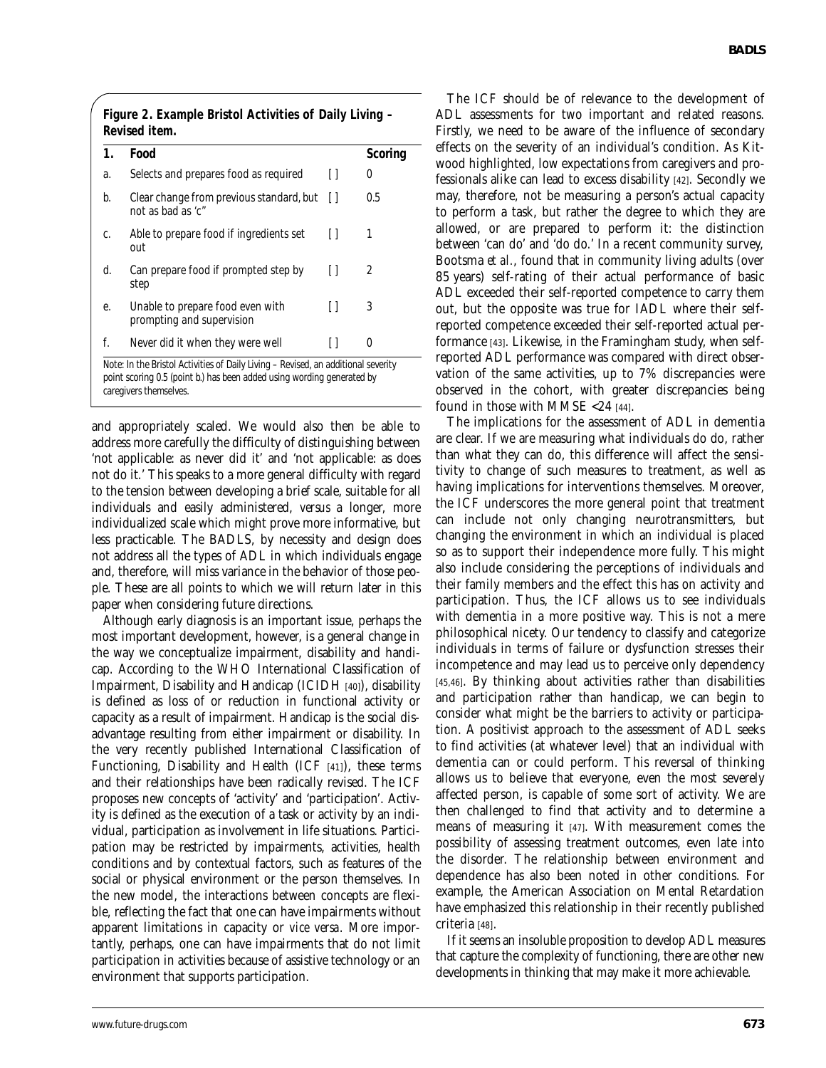**Figure 2. Example Bristol Activities of Daily Living – Revised item.**

| 1. | Food | | Scoring |
|---|---|---|---|
| a. | Selects and prepares food as required | [ ] | 0 |
| b. | Clear change from previous standard, but not as bad as 'c" | [ ] | 0.5 |
| c. | Able to prepare food if ingredients set out | [ ] | 1 |
| d. | Can prepare food if prompted step by step | [ ] | 2 |
| e. | Unable to prepare food even with prompting and supervision | [ ] | 3 |
| f. | Never did it when they were well | [ ] | 0 |

Note: In the Bristol Activities of Daily Living – Revised, an additional severity point scoring 0.5 (point b.) has been added using wording generated by caregivers themselves.

and appropriately scaled. We would also then be able to address more carefully the difficulty of distinguishing between 'not applicable: as never did it' and 'not applicable: as does not do it.' This speaks to a more general difficulty with regard to the tension between developing a brief scale, suitable for all individuals and easily administered, *versus* a longer, more individualized scale which might prove more informative, but less practicable. The BADLS, by necessity and design does not address all the types of ADL in which individuals engage and, therefore, will miss variance in the behavior of those people. These are all points to which we will return later in this paper when considering future directions.

Although early diagnosis is an important issue, perhaps the most important development, however, is a general change in the way we conceptualize impairment, disability and handicap. According to the WHO International Classification of Impairment, Disability and Handicap (ICIDH [40]), disability is defined as loss of or reduction in functional activity or capacity as a result of impairment. Handicap is the social disadvantage resulting from either impairment or disability. In the very recently published International Classification of Functioning, Disability and Health (ICF [41]), these terms and their relationships have been radically revised. The ICF proposes new concepts of 'activity' and 'participation'. Activity is defined as the execution of a task or activity by an individual, participation as involvement in life situations. Participation may be restricted by impairments, activities, health conditions and by contextual factors, such as features of the social or physical environment or the person themselves. In the new model, the interactions between concepts are flexible, reflecting the fact that one can have impairments without apparent limitations in capacity or *vice versa*. More importantly, perhaps, one can have impairments that do not limit participation in activities because of assistive technology or an environment that supports participation.

The ICF should be of relevance to the development of ADL assessments for two important and related reasons. Firstly, we need to be aware of the influence of secondary effects on the severity of an individual's condition. As Kitwood highlighted, low expectations from caregivers and professionals alike can lead to excess disability [42]. Secondly we may, therefore, not be measuring a person's actual capacity to perform a task, but rather the degree to which they are allowed, or are prepared to perform it: the distinction between 'can do' and 'do do.' In a recent community survey, Bootsma *et al.*, found that in community living adults (over 85 years) self-rating of their actual performance of basic ADL exceeded their self-reported competence to carry them out, but the opposite was true for IADL where their self-reported competence exceeded their self-reported actual performance [43]. Likewise, in the Framingham study, when self-reported ADL performance was compared with direct observation of the same activities, up to 7% discrepancies were observed in the cohort, with greater discrepancies being found in those with MMSE <24 [44].

The implications for the assessment of ADL in dementia are clear. If we are measuring what individuals do do, rather than what they can do, this difference will affect the sensitivity to change of such measures to treatment, as well as having implications for interventions themselves. Moreover, the ICF underscores the more general point that treatment can include not only changing neurotransmitters, but changing the environment in which an individual is placed so as to support their independence more fully. This might also include considering the perceptions of individuals and their family members and the effect this has on activity and participation. Thus, the ICF allows us to see individuals with dementia in a more positive way. This is not a mere philosophical nicety. Our tendency to classify and categorize individuals in terms of failure or dysfunction stresses their incompetence and may lead us to perceive only dependency [45,46]. By thinking about activities rather than disabilities and participation rather than handicap, we can begin to consider what might be the barriers to activity or participation. A positivist approach to the assessment of ADL seeks to find activities (at whatever level) that an individual with dementia can or could perform. This reversal of thinking allows us to believe that everyone, even the most severely affected person, is capable of some sort of activity. We are then challenged to find that activity and to determine a means of measuring it [47]. With measurement comes the possibility of assessing treatment outcomes, even late into the disorder. The relationship between environment and dependence has also been noted in other conditions. For example, the American Association on Mental Retardation have emphasized this relationship in their recently published criteria [48].

If it seems an insoluble proposition to develop ADL measures that capture the complexity of functioning, there are other new developments in thinking that may make it more achievable.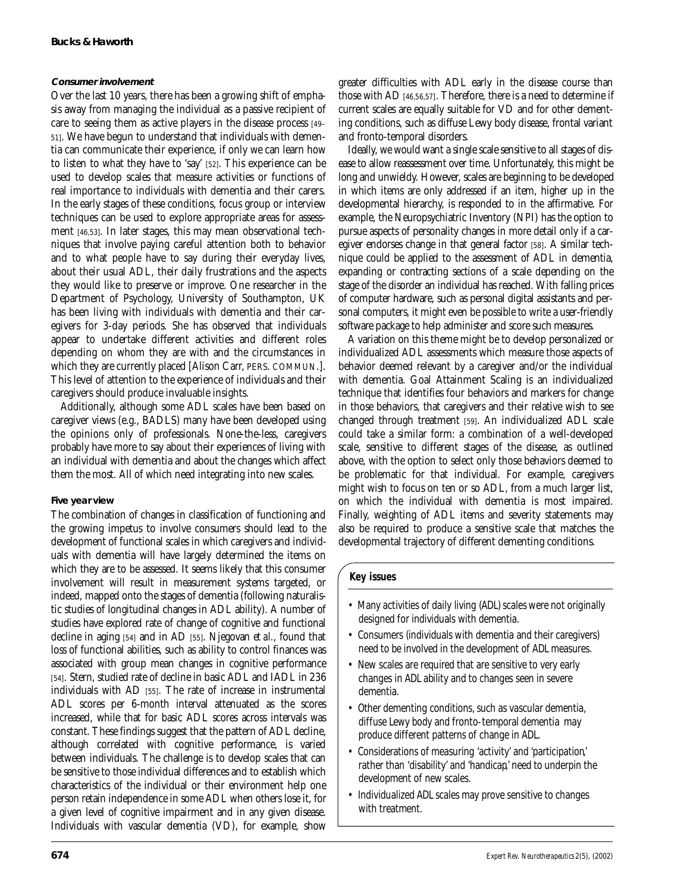### Consumer involvement

Over the last 10 years, there has been a growing shift of emphasis away from managing the individual as a passive recipient of care to seeing them as active players in the disease process [49–51]. We have begun to understand that individuals with dementia can communicate their experience, if only we can learn how to listen to what they have to 'say' [52]. This experience can be used to develop scales that measure activities or functions of real importance to individuals with dementia and their carers. In the early stages of these conditions, focus group or interview techniques can be used to explore appropriate areas for assessment [46,53]. In later stages, this may mean observational techniques that involve paying careful attention both to behavior and to what people have to say during their everyday lives, about their usual ADL, their daily frustrations and the aspects they would like to preserve or improve. One researcher in the Department of Psychology, University of Southampton, UK has been living with individuals with dementia and their caregivers for 3-day periods. She has observed that individuals appear to undertake different activities and different roles depending on whom they are with and the circumstances in which they are currently placed [Alison Carr, PERS. COMMUN.]. This level of attention to the experience of individuals and their caregivers should produce invaluable insights.

Additionally, although some ADL scales have been based on caregiver views (e.g., BADLS) many have been developed using the opinions only of professionals. None-the-less, caregivers probably have more to say about their experiences of living with an individual with dementia and about the changes which affect them the most. All of which need integrating into new scales.

### Five year view

The combination of changes in classification of functioning and the growing impetus to involve consumers should lead to the development of functional scales in which caregivers and individuals with dementia will have largely determined the items on which they are to be assessed. It seems likely that this consumer involvement will result in measurement systems targeted, or indeed, mapped onto the stages of dementia (following naturalistic studies of longitudinal changes in ADL ability). A number of studies have explored rate of change of cognitive and functional decline in aging [54] and in AD [55]. Njegovan *et al.*, found that loss of functional abilities, such as ability to control finances was associated with group mean changes in cognitive performance [54]. Stern, studied rate of decline in basic ADL and IADL in 236 individuals with AD [55]. The rate of increase in instrumental ADL scores per 6-month interval attenuated as the scores increased, while that for basic ADL scores across intervals was constant. These findings suggest that the pattern of ADL decline, although correlated with cognitive performance, is varied between individuals. The challenge is to develop scales that can be sensitive to those individual differences and to establish which characteristics of the individual or their environment help one person retain independence in some ADL when others lose it, for a given level of cognitive impairment and in any given disease. Individuals with vascular dementia (VD), for example, show greater difficulties with ADL early in the disease course than those with AD [46,56,57]. Therefore, there is a need to determine if current scales are equally suitable for VD and for other dementing conditions, such as diffuse Lewy body disease, frontal variant and fronto-temporal disorders.

Ideally, we would want a single scale sensitive to all stages of disease to allow reassessment over time. Unfortunately, this might be long and unwieldy. However, scales are beginning to be developed in which items are only addressed if an item, higher up in the developmental hierarchy, is responded to in the affirmative. For example, the Neuropsychiatric Inventory (NPI) has the option to pursue aspects of personality changes in more detail only if a caregiver endorses change in that general factor [58]. A similar technique could be applied to the assessment of ADL in dementia, expanding or contracting sections of a scale depending on the stage of the disorder an individual has reached. With falling prices of computer hardware, such as personal digital assistants and personal computers, it might even be possible to write a user-friendly software package to help administer and score such measures.

A variation on this theme might be to develop personalized or individualized ADL assessments which measure those aspects of behavior deemed relevant by a caregiver and/or the individual with dementia. Goal Attainment Scaling is an individualized technique that identifies four behaviors and markers for change in those behaviors, that caregivers and their relative wish to see changed through treatment [59]. An individualized ADL scale could take a similar form: a combination of a well-developed scale, sensitive to different stages of the disease, as outlined above, with the option to select only those behaviors deemed to be problematic for that individual. For example, caregivers might wish to focus on ten or so ADL, from a much larger list, on which the individual with dementia is most impaired. Finally, weighting of ADL items and severity statements may also be required to produce a sensitive scale that matches the developmental trajectory of different dementing conditions.

### Key issues

- Many activities of daily living (ADL) scales were not originally designed for individuals with dementia.
- Consumers (individuals with dementia and their caregivers) need to be involved in the development of ADL measures.
- New scales are required that are sensitive to very early changes in ADL ability and to changes seen in severe dementia.
- Other dementing conditions, such as vascular dementia, diffuse Lewy body and fronto-temporal dementia may produce different patterns of change in ADL.
- Considerations of measuring 'activity' and 'participation,' rather than 'disability' and 'handicap,' need to underpin the development of new scales.
- Individualized ADL scales may prove sensitive to changes with treatment.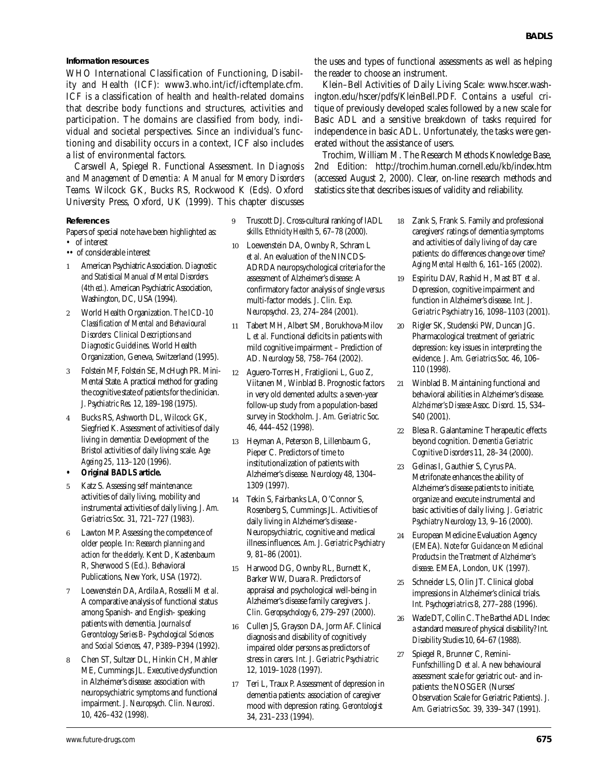### Information resources

WHO International Classification of Functioning, Disability and Health (ICF): www3.who.int/icf/icftemplate.cfm. ICF is a classification of health and health-related domains that describe body functions and structures, activities and participation. The domains are classified from body, individual and societal perspectives. Since an individual's functioning and disability occurs in a context, ICF also includes a list of environmental factors.

Carswell A, Spiegel R. Functional Assessment. In *Diagnosis and Management of Dementia: A Manual for Memory Disorders Teams.* Wilcock GK, Bucks RS, Rockwood K (Eds). Oxford University Press, Oxford, UK (1999). This chapter discusses the uses and types of functional assessments as well as helping the reader to choose an instrument.

Klein–Bell Activities of Daily Living Scale: www.hscer.washington.edu/hscer/pdfs/KleinBell.PDF. Contains a useful critique of previously developed scales followed by a new scale for Basic ADL and a sensitive breakdown of tasks required for independence in basic ADL. Unfortunately, the tasks were generated without the assistance of users.

Trochim, William M. The Research Methods Knowledge Base, 2nd Edition: http://trochim.human.cornell.edu/kb/index.htm (accessed August 2, 2000). Clear, on-line research methods and statistics site that describes issues of validity and reliability.

### References

Papers of special note have been highlighted as:
- • of interest
- •• of considerable interest

1. American Psychiatric Association. *Diagnostic and Statistical Manual of Mental Disorders (4th ed.).* American Psychiatric Association, Washington, DC, USA (1994).
2. World Health Organization. *The ICD-10 Classification of Mental and Behavioural Disorders: Clinical Descriptions and Diagnostic Guidelines.* World Health Organization, Geneva, Switzerland (1995).
3. Folstein MF, Folstein SE, McHugh PR. Mini-Mental State. A practical method for grading the cognitive state of patients for the clinician. *J. Psychiatric Res.* 12, 189–198 (1975).
4. Bucks RS, Ashworth DL, Wilcock GK, Siegfried K. Assessment of activities of daily living in dementia: Development of the Bristol activities of daily living scale. *Age Ageing* 25, 113–120 (1996).
   - • **Original BADLS article.**
5. Katz S. Assessing self maintenance: activities of daily living, mobility and instrumental activities of daily living. *J. Am. Geriatrics Soc.* 31, 721–727 (1983).
6. Lawton MP. Assessing the competence of older people. In: *Research planning and action for the elderly.* Kent D, Kastenbaum R, Sherwood S (Ed.). Behavioral Publications, New York, USA (1972).
7. Loewenstein DA, Ardila A, Rosselli M *et al.* A comparative analysis of functional status among Spanish- and English- speaking patients with dementia. *Journals of Gerontology Series B- Psychological Sciences and Social Sciences,* 47, P389–P394 (1992).
8. Chen ST, Sultzer DL, Hinkin CH, Mahler ME, Cummings JL. Executive dysfunction in Alzheimer's disease: association with neuropsychiatric symptoms and functional impairment. *J. Neuropsych. Clin. Neurosci.* 10, 426–432 (1998).
9. Truscott DJ. Cross-cultural ranking of IADL skills. *Ethnicity Health* 5, 67–78 (2000).
10. Loewenstein DA, Ownby R, Schram L *et al.* An evaluation of the NINCDS-ADRDA neuropsychological criteria for the assessment of Alzheimer's disease: A confirmatory factor analysis of single *versus* multi-factor models. *J. Clin. Exp. Neuropsychol.* 23, 274–284 (2001).
11. Tabert MH, Albert SM, Borukhova-Milov L *et al.* Functional deficits in patients with mild cognitive impairment – Prediction of AD. *Neurology* 58, 758–764 (2002).
12. Aguero-Torres H, Fratiglioni L, Guo Z, Viitanen M, Winblad B. Prognostic factors in very old demented adults: a seven-year follow-up study from a population-based survey in Stockholm. *J. Am. Geriatric Soc.* 46, 444–452 (1998).
13. Heyman A, Peterson B, Lillenbaum G, Pieper C. Predictors of time to institutionalization of patients with Alzheimer's disease. *Neurology* 48, 1304–1309 (1997).
14. Tekin S, Fairbanks LA, O'Connor S, Rosenberg S, Cummings JL. Activities of daily living in Alzheimer's disease - Neuropsychiatric, cognitive and medical illness influences. *Am. J. Geriatric Psychiatry* 9, 81–86 (2001).
15. Harwood DG, Ownby RL, Burnett K, Barker WW, Duara R. Predictors of appraisal and psychological well-being in Alzheimer's disease family caregivers. *J. Clin. Geropsychology* 6, 279–297 (2000).
16. Cullen JS, Grayson DA, Jorm AF. Clinical diagnosis and disability of cognitively impaired older persons as predictors of stress in carers. *Int. J. Geriatric Psychiatric* 12, 1019–1028 (1997).
17. Teri L, Traux P. Assessment of depression in dementia patients: association of caregiver mood with depression rating. *Gerontologist* 34, 231–233 (1994).
18. Zank S, Frank S. Family and professional caregivers' ratings of dementia symptoms and activities of daily living of day care patients: do differences change over time? *Aging Mental Health* 6, 161–165 (2002).
19. Espiritu DAV, Rashid H, Mast BT *et al.* Depression, cognitive impairment and function in Alzheimer's disease. *Int. J. Geriatric Psychiatry* 16, 1098–1103 (2001).
20. Rigler SK, Studenski PW, Duncan JG. Pharmacological treatment of geriatric depression: key issues in interpreting the evidence. *J. Am. Geriatrics Soc.* 46, 106–110 (1998).
21. Winblad B. Maintaining functional and behavioral abilities in Alzheimer's disease. *Alzheimer's Disease Assoc. Disord.* 15, S34–S40 (2001).
22. Blesa R. Galantamine: Therapeutic effects beyond cognition. *Dementia Geriatric Cognitive Disorders* 11, 28–34 (2000).
23. Gelinas I, Gauthier S, Cyrus PA. Metrifonate enhances the ability of Alzheimer's disease patients to initiate, organize and execute instrumental and basic activities of daily living. *J. Geriatric Psychiatry Neurology* 13, 9–16 (2000).
24. European Medicine Evaluation Agency (EMEA). *Note for Guidance on Medicinal Products in the Treatment of Alzheimer's disease.* EMEA, London, UK (1997).
25. Schneider LS, Olin JT. Clinical global impressions in Alzheimer's clinical trials. *Int. Psychogeriatrics* 8, 277–288 (1996).
26. Wade DT, Collin C. The Barthel ADL Index: a standard measure of physical disability? *Int. Disability Studies* 10, 64–67 (1988).
27. Spiegel R, Brunner C, Remini-Funfschilling D *et al.* A new behavioural assessment scale for geriatric out- and in-patients: the NOSGER (Nurses' Observation Scale for Geriatric Patients). *J. Am. Geriatrics Soc.* 39, 339–347 (1991).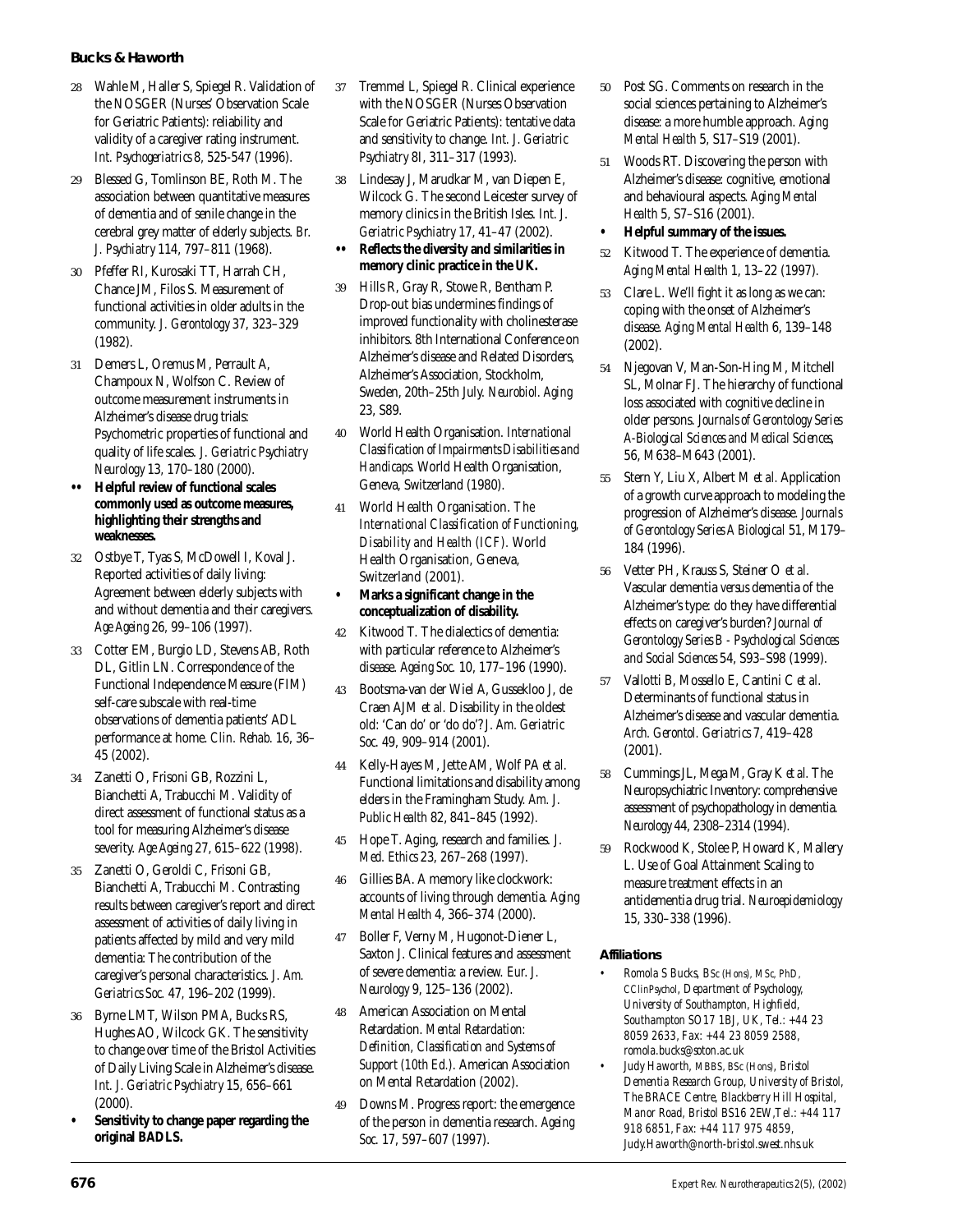28. Wahle M, Haller S, Spiegel R. Validation of the NOSGER (Nurses' Observation Scale for Geriatric Patients): reliability and validity of a caregiver rating instrument. *Int. Psychogeriatrics* 8, 525-547 (1996).

29. Blessed G, Tomlinson BE, Roth M. The association between quantitative measures of dementia and of senile change in the cerebral grey matter of elderly subjects. *Br. J. Psychiatry* 114, 797–811 (1968).

30. Pfeffer RI, Kurosaki TT, Harrah CH, Chance JM, Filos S. Measurement of functional activities in older adults in the community. *J. Gerontology* 37, 323–329 (1982).

31. Demers L, Oremus M, Perrault A, Champoux N, Wolfson C. Review of outcome measurement instruments in Alzheimer's disease drug trials: Psychometric properties of functional and quality of life scales. *J. Geriatric Psychiatry Neurology* 13, 170–180 (2000).
   - •• **Helpful review of functional scales commonly used as outcome measures, highlighting their strengths and weaknesses.**

32. Ostbye T, Tyas S, McDowell I, Koval J. Reported activities of daily living: Agreement between elderly subjects with and without dementia and their caregivers. *Age Ageing* 26, 99–106 (1997).

33. Cotter EM, Burgio LD, Stevens AB, Roth DL, Gitlin LN. Correspondence of the Functional Independence Measure (FIM) self-care subscale with real-time observations of dementia patients' ADL performance at home. *Clin. Rehab.* 16, 36–45 (2002).

34. Zanetti O, Frisoni GB, Rozzini L, Bianchetti A, Trabucchi M. Validity of direct assessment of functional status as a tool for measuring Alzheimer's disease severity. *Age Ageing* 27, 615–622 (1998).

35. Zanetti O, Geroldi C, Frisoni GB, Bianchetti A, Trabucchi M. Contrasting results between caregiver's report and direct assessment of activities of daily living in patients affected by mild and very mild dementia: The contribution of the caregiver's personal characteristics. *J. Am. Geriatrics Soc.* 47, 196–202 (1999).

36. Byrne LMT, Wilson PMA, Bucks RS, Hughes AO, Wilcock GK. The sensitivity to change over time of the Bristol Activities of Daily Living Scale in Alzheimer's disease. *Int. J. Geriatric Psychiatry* 15, 656–661 (2000).
   - • **Sensitivity to change paper regarding the original BADLS.**

37. Tremmel L, Spiegel R. Clinical experience with the NOSGER (Nurses Observation Scale for Geriatric Patients): tentative data and sensitivity to change. *Int. J. Geriatric Psychiatry* 8I, 311–317 (1993).

38. Lindesay J, Marudkar M, van Diepen E, Wilcock G. The second Leicester survey of memory clinics in the British Isles. *Int. J. Geriatric Psychiatry* 17, 41–47 (2002).
   - •• **Reflects the diversity and similarities in memory clinic practice in the UK.**

39. Hills R, Gray R, Stowe R, Bentham P. Drop-out bias undermines findings of improved functionality with cholinesterase inhibitors. 8th International Conference on Alzheimer's disease and Related Disorders, Alzheimer's Association, Stockholm, Sweden, 20th–25th July. *Neurobiol. Aging* 23, S89.

40. World Health Organisation. *International Classification of Impairments Disabilities and Handicaps.* World Health Organisation, Geneva, Switzerland (1980).

41. World Health Organisation. *The International Classification of Functioning, Disability and Health (ICF).* World Health Organisation, Geneva, Switzerland (2001).
   - • **Marks a significant change in the conceptualization of disability.**

42. Kitwood T. The dialectics of dementia: with particular reference to Alzheimer's disease. *Ageing Soc.* 10, 177–196 (1990).

43. Bootsma-van der Wiel A, Gussekloo J, de Craen AJM *et al.* Disability in the oldest old: 'Can do' or 'do do'? *J. Am. Geriatric Soc.* 49, 909–914 (2001).

44. Kelly-Hayes M, Jette AM, Wolf PA *et al.* Functional limitations and disability among elders in the Framingham Study. *Am. J. Public Health* 82, 841–845 (1992).

45. Hope T. Aging, research and families. *J. Med. Ethics* 23, 267–268 (1997).

46. Gillies BA. A memory like clockwork: accounts of living through dementia. *Aging Mental Health* 4, 366–374 (2000).

47. Boller F, Verny M, Hugonot-Diener L, Saxton J. Clinical features and assessment of severe dementia: a review. *Eur. J. Neurology* 9, 125–136 (2002).

48. American Association on Mental Retardation. *Mental Retardation: Definition, Classification and Systems of Support* (10th Ed.). American Association on Mental Retardation (2002).

49. Downs M. Progress report: the emergence of the person in dementia research. *Ageing Soc.* 17, 597–607 (1997).

50. Post SG. Comments on research in the social sciences pertaining to Alzheimer's disease: a more humble approach. *Aging Mental Health* 5, S17–S19 (2001).

51. Woods RT. Discovering the person with Alzheimer's disease: cognitive, emotional and behavioural aspects. *Aging Mental Health* 5, S7–S16 (2001).
   - • **Helpful summary of the issues.**

52. Kitwood T. The experience of dementia. *Aging Mental Health* 1, 13–22 (1997).

53. Clare L. We'll fight it as long as we can: coping with the onset of Alzheimer's disease. *Aging Mental Health* 6, 139–148 (2002).

54. Njegovan V, Man-Son-Hing M, Mitchell SL, Molnar FJ. The hierarchy of functional loss associated with cognitive decline in older persons. *Journals of Gerontology Series A-Biological Sciences and Medical Sciences,* 56, M638–M643 (2001).

55. Stern Y, Liu X, Albert M *et al.* Application of a growth curve approach to modeling the progression of Alzheimer's disease. *Journals of Gerontology Series A Biological* 51, M179–184 (1996).

56. Vetter PH, Krauss S, Steiner O *et al.* Vascular dementia *versus* dementia of the Alzheimer's type: do they have differential effects on caregiver's burden? *Journal of Gerontology Series B - Psychological Sciences and Social Sciences* 54, S93–S98 (1999).

57. Vallotti B, Mossello E, Cantini C *et al.* Determinants of functional status in Alzheimer's disease and vascular dementia. *Arch. Gerontol. Geriatrics* 7, 419–428 (2001).

58. Cummings JL, Mega M, Gray K *et al.* The Neuropsychiatric Inventory: comprehensive assessment of psychopathology in dementia. *Neurology* 44, 2308–2314 (1994).

59. Rockwood K, Stolee P, Howard K, Mallery L. Use of Goal Attainment Scaling to measure treatment effects in an antidementia drug trial. *Neuroepidemiology* 15, 330–338 (1996).

### Affiliations

- Romola S Bucks, *BSc (Hons), MSc, PhD, CClinPsychol,* Department of Psychology, University of Southampton, Highfield, Southampton SO17 1BJ, UK, Tel.: +44 23 8059 2633, Fax: +44 23 8059 2588, romola.bucks@soton.ac.uk
- Judy Haworth, *MBBS, BSc (Hons),* Bristol Dementia Research Group, University of Bristol, The BRACE Centre, Blackberry Hill Hospital, Manor Road, Bristol BS16 2EW,Tel.: +44 117 918 6851, Fax: +44 117 975 4859, Judy.Haworth@north-bristol.swest.nhs.uk